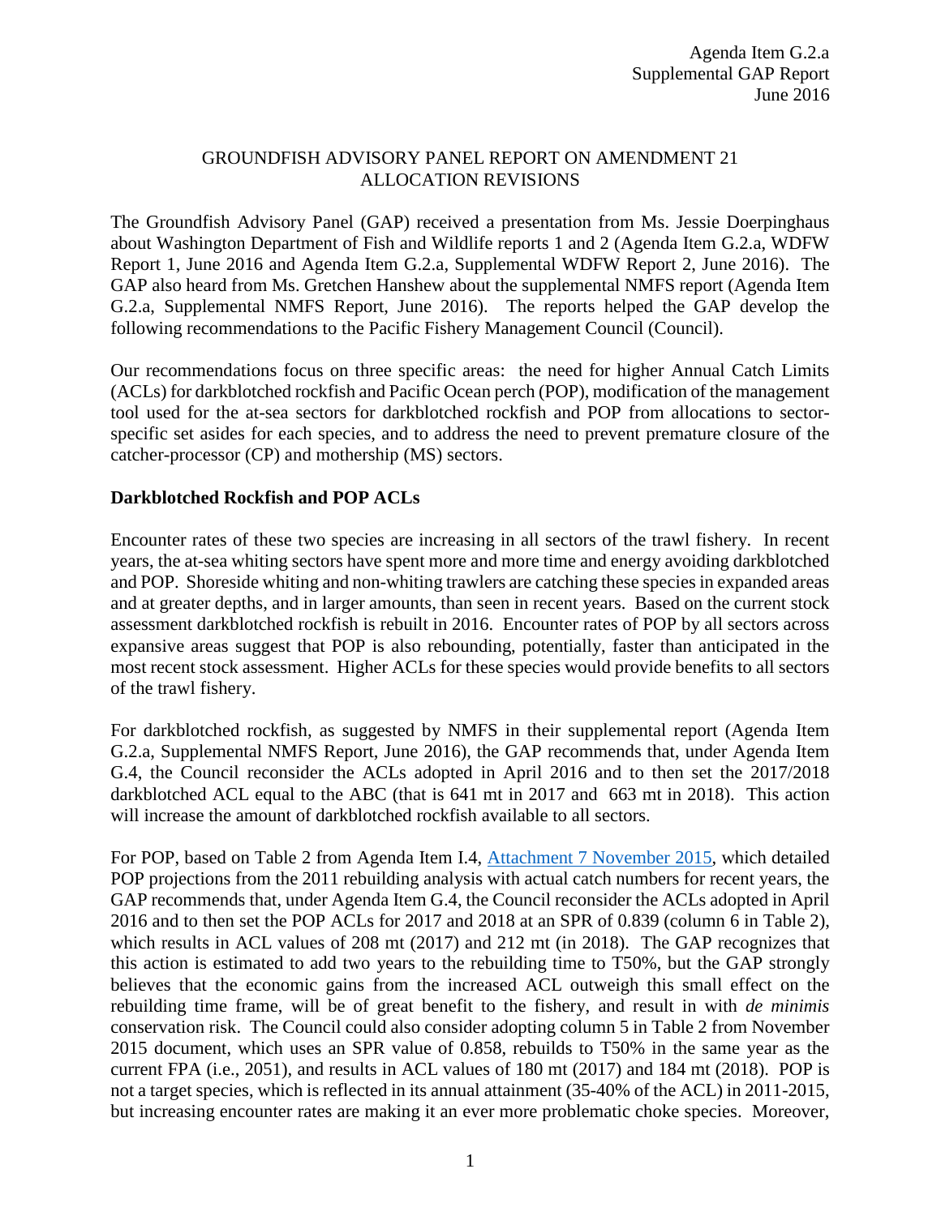Agenda Item G.2.a
Supplemental GAP Report
June 2016

GROUNDFISH ADVISORY PANEL REPORT ON AMENDMENT 21
ALLOCATION REVISIONS

The Groundfish Advisory Panel (GAP) received a presentation from Ms. Jessie Doerpinghaus about Washington Department of Fish and Wildlife reports 1 and 2 (Agenda Item G.2.a, WDFW Report 1, June 2016 and Agenda Item G.2.a, Supplemental WDFW Report 2, June 2016). The GAP also heard from Ms. Gretchen Hanshew about the supplemental NMFS report (Agenda Item G.2.a, Supplemental NMFS Report, June 2016). The reports helped the GAP develop the following recommendations to the Pacific Fishery Management Council (Council).

Our recommendations focus on three specific areas: the need for higher Annual Catch Limits (ACLs) for darkblotched rockfish and Pacific Ocean perch (POP), modification of the management tool used for the at-sea sectors for darkblotched rockfish and POP from allocations to sector-specific set asides for each species, and to address the need to prevent premature closure of the catcher-processor (CP) and mothership (MS) sectors.

**Darkblotched Rockfish and POP ACLs**

Encounter rates of these two species are increasing in all sectors of the trawl fishery. In recent years, the at-sea whiting sectors have spent more and more time and energy avoiding darkblotched and POP. Shoreside whiting and non-whiting trawlers are catching these species in expanded areas and at greater depths, and in larger amounts, than seen in recent years. Based on the current stock assessment darkblotched rockfish is rebuilt in 2016. Encounter rates of POP by all sectors across expansive areas suggest that POP is also rebounding, potentially, faster than anticipated in the most recent stock assessment. Higher ACLs for these species would provide benefits to all sectors of the trawl fishery.

For darkblotched rockfish, as suggested by NMFS in their supplemental report (Agenda Item G.2.a, Supplemental NMFS Report, June 2016), the GAP recommends that, under Agenda Item G.4, the Council reconsider the ACLs adopted in April 2016 and to then set the 2017/2018 darkblotched ACL equal to the ABC (that is 641 mt in 2017 and 663 mt in 2018). This action will increase the amount of darkblotched rockfish available to all sectors.

For POP, based on Table 2 from Agenda Item I.4, Attachment 7 November 2015, which detailed POP projections from the 2011 rebuilding analysis with actual catch numbers for recent years, the GAP recommends that, under Agenda Item G.4, the Council reconsider the ACLs adopted in April 2016 and to then set the POP ACLs for 2017 and 2018 at an SPR of 0.839 (column 6 in Table 2), which results in ACL values of 208 mt (2017) and 212 mt (in 2018). The GAP recognizes that this action is estimated to add two years to the rebuilding time to T50%, but the GAP strongly believes that the economic gains from the increased ACL outweigh this small effect on the rebuilding time frame, will be of great benefit to the fishery, and result in with *de minimis* conservation risk. The Council could also consider adopting column 5 in Table 2 from November 2015 document, which uses an SPR value of 0.858, rebuilds to T50% in the same year as the current FPA (i.e., 2051), and results in ACL values of 180 mt (2017) and 184 mt (2018). POP is not a target species, which is reflected in its annual attainment (35-40% of the ACL) in 2011-2015, but increasing encounter rates are making it an ever more problematic choke species. Moreover,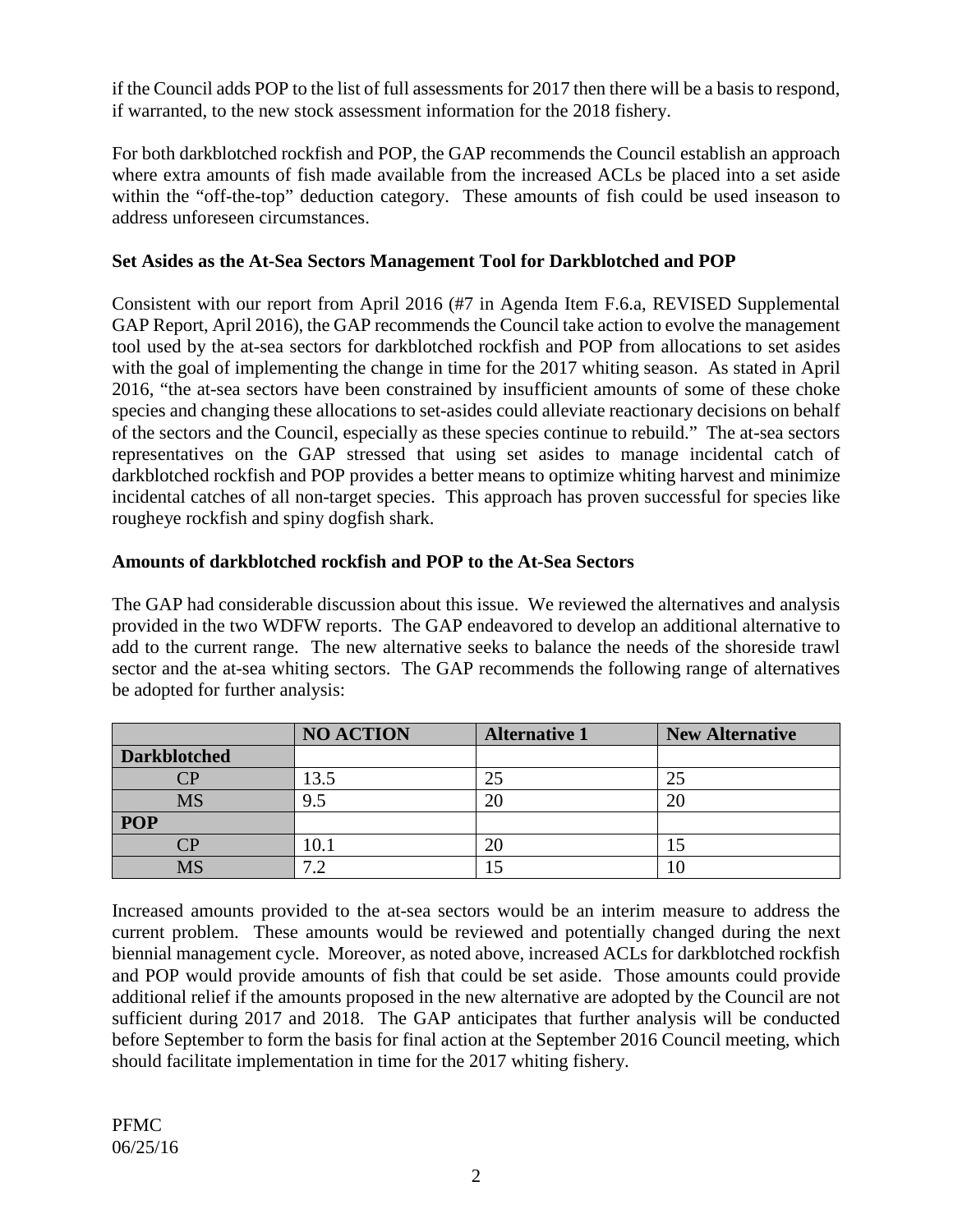if the Council adds POP to the list of full assessments for 2017 then there will be a basis to respond, if warranted, to the new stock assessment information for the 2018 fishery.

For both darkblotched rockfish and POP, the GAP recommends the Council establish an approach where extra amounts of fish made available from the increased ACLs be placed into a set aside within the "off-the-top" deduction category. These amounts of fish could be used inseason to address unforeseen circumstances.

**Set Asides as the At-Sea Sectors Management Tool for Darkblotched and POP**

Consistent with our report from April 2016 (#7 in Agenda Item F.6.a, REVISED Supplemental GAP Report, April 2016), the GAP recommends the Council take action to evolve the management tool used by the at-sea sectors for darkblotched rockfish and POP from allocations to set asides with the goal of implementing the change in time for the 2017 whiting season. As stated in April 2016, "the at-sea sectors have been constrained by insufficient amounts of some of these choke species and changing these allocations to set-asides could alleviate reactionary decisions on behalf of the sectors and the Council, especially as these species continue to rebuild." The at-sea sectors representatives on the GAP stressed that using set asides to manage incidental catch of darkblotched rockfish and POP provides a better means to optimize whiting harvest and minimize incidental catches of all non-target species. This approach has proven successful for species like rougheye rockfish and spiny dogfish shark.

**Amounts of darkblotched rockfish and POP to the At-Sea Sectors**

The GAP had considerable discussion about this issue. We reviewed the alternatives and analysis provided in the two WDFW reports. The GAP endeavored to develop an additional alternative to add to the current range. The new alternative seeks to balance the needs of the shoreside trawl sector and the at-sea whiting sectors. The GAP recommends the following range of alternatives be adopted for further analysis:

| | NO ACTION | Alternative 1 | New Alternative |
|---|---|---|---|
| **Darkblotched** | | | |
| CP | 13.5 | 25 | 25 |
| MS | 9.5 | 20 | 20 |
| **POP** | | | |
| CP | 10.1 | 20 | 15 |
| MS | 7.2 | 15 | 10 |

Increased amounts provided to the at-sea sectors would be an interim measure to address the current problem. These amounts would be reviewed and potentially changed during the next biennial management cycle. Moreover, as noted above, increased ACLs for darkblotched rockfish and POP would provide amounts of fish that could be set aside. Those amounts could provide additional relief if the amounts proposed in the new alternative are adopted by the Council are not sufficient during 2017 and 2018. The GAP anticipates that further analysis will be conducted before September to form the basis for final action at the September 2016 Council meeting, which should facilitate implementation in time for the 2017 whiting fishery.

PFMC
06/25/16